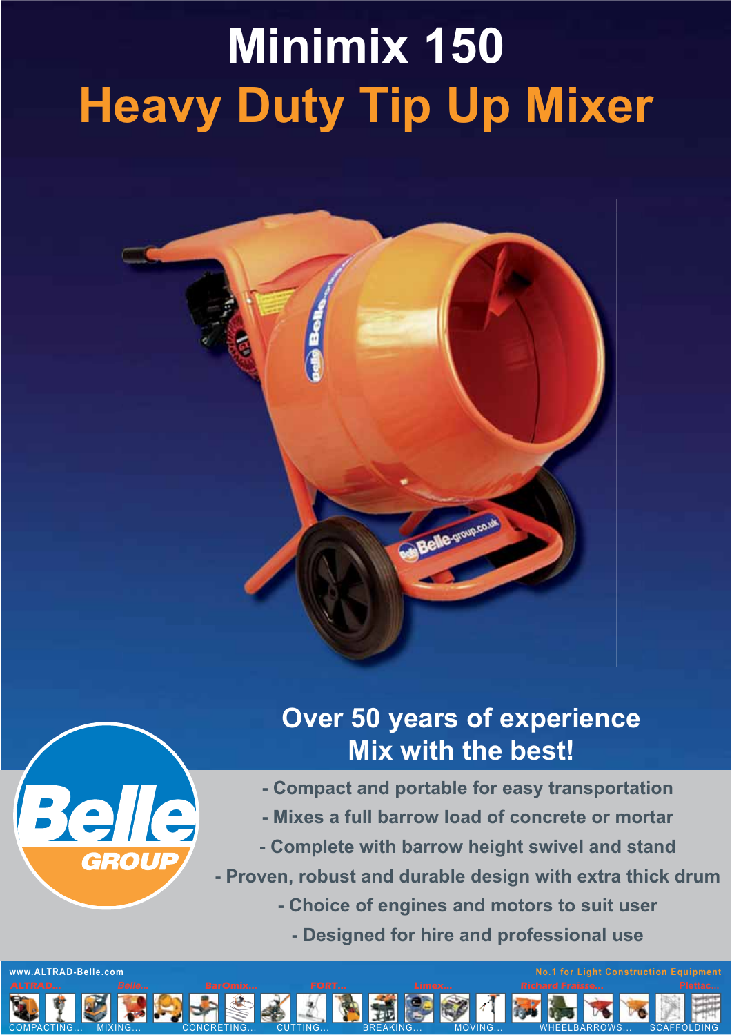# Minimix 150

## Heavy Duty Tip Up Mixer

### Over 50 years of experience
### Mix with the best!

- Compact and portable for easy transportation
- Mixes a full barrow load of concrete or mortar
- Complete with barrow height swivel and stand
- Proven, robust and durable design with extra thick drum
- Choice of engines and motors to suit user
- Designed for hire and professional use

www.ALTRAD-Belle.com

No.1 for Light Construction Equipment

ALTRAD... Belle... BarOmix... FORT... Limex... Richard Fraisse... Plettac...

COMPACTING... MIXING... CONCRETING... CUTTING... BREAKING... MOVING... WHEELBARROWS... SCAFFOLDING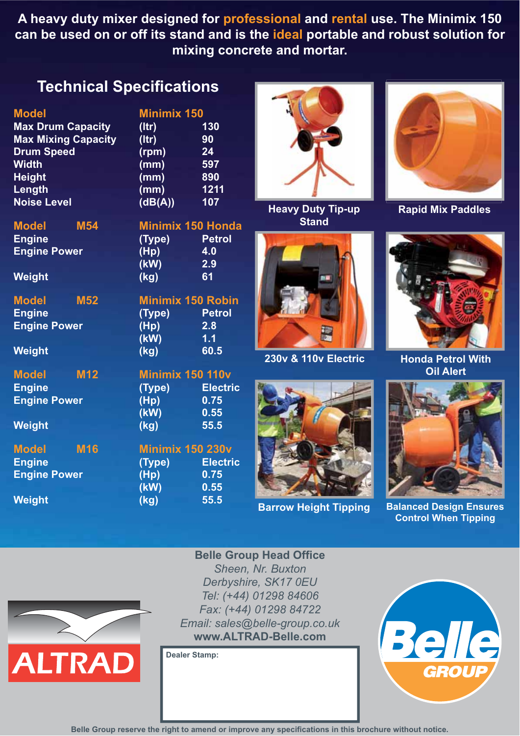A heavy duty mixer designed for professional and rental use. The Minimix 150 can be used on or off its stand and is the ideal portable and robust solution for mixing concrete and mortar.

## Technical Specifications

| Model | Minimix 150 | |
|---|---|---|
| Max Drum Capacity | (ltr) | 130 |
| Max Mixing Capacity | (ltr) | 90 |
| Drum Speed | (rpm) | 24 |
| Width | (mm) | 597 |
| Height | (mm) | 890 |
| Length | (mm) | 1211 |
| Noise Level | (dB(A)) | 107 |

| Model M54 | Minimix 150 Honda | |
|---|---|---|
| Engine | (Type) | Petrol |
| Engine Power | (Hp) | 4.0 |
| | (kW) | 2.9 |
| Weight | (kg) | 61 |

| Model M52 | Minimix 150 Robin | |
|---|---|---|
| Engine | (Type) | Petrol |
| Engine Power | (Hp) | 2.8 |
| | (kW) | 1.1 |
| Weight | (kg) | 60.5 |

| Model M12 | Minimix 150 110v | |
|---|---|---|
| Engine | (Type) | Electric |
| Engine Power | (Hp) | 0.75 |
| | (kW) | 0.55 |
| Weight | (kg) | 55.5 |

| Model M16 | Minimix 150 230v | |
|---|---|---|
| Engine | (Type) | Electric |
| Engine Power | (Hp) | 0.75 |
| | (kW) | 0.55 |
| Weight | (kg) | 55.5 |

Heavy Duty Tip-up Stand

Rapid Mix Paddles

230v & 110v Electric

Honda Petrol With Oil Alert

Barrow Height Tipping

Balanced Design Ensures Control When Tipping

**Belle Group Head Office**

*Sheen, Nr. Buxton*
*Derbyshire, SK17 0EU*
*Tel: (+44) 01298 84606*
*Fax: (+44) 01298 84722*
*Email: sales@belle-group.co.uk*
**www.ALTRAD-Belle.com**

ALTRAD

Belle GROUP

Dealer Stamp:

Belle Group reserve the right to amend or improve any specifications in this brochure without notice.